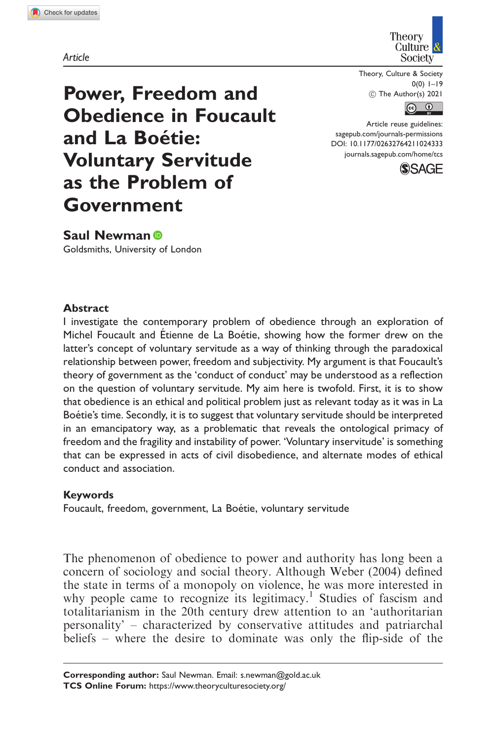Article

# Power, Freedom and Obedience in Foucault and La Boétie: Voluntary Servitude as the Problem of Government

Theory, Culture & Society
0(0) 1–19
© The Author(s) 2021
Article reuse guidelines: sagepub.com/journals-permissions
DOI: 10.1177/02632764211024333
journals.sagepub.com/home/tcs

**Saul Newman**
Goldsmiths, University of London

## Abstract

I investigate the contemporary problem of obedience through an exploration of Michel Foucault and Étienne de La Boétie, showing how the former drew on the latter's concept of voluntary servitude as a way of thinking through the paradoxical relationship between power, freedom and subjectivity. My argument is that Foucault's theory of government as the 'conduct of conduct' may be understood as a reflection on the question of voluntary servitude. My aim here is twofold. First, it is to show that obedience is an ethical and political problem just as relevant today as it was in La Boétie's time. Secondly, it is to suggest that voluntary servitude should be interpreted in an emancipatory way, as a problematic that reveals the ontological primacy of freedom and the fragility and instability of power. 'Voluntary inservitude' is something that can be expressed in acts of civil disobedience, and alternate modes of ethical conduct and association.

## Keywords

Foucault, freedom, government, La Boétie, voluntary servitude

The phenomenon of obedience to power and authority has long been a concern of sociology and social theory. Although Weber (2004) defined the state in terms of a monopoly on violence, he was more interested in why people came to recognize its legitimacy.[1] Studies of fascism and totalitarianism in the 20th century drew attention to an 'authoritarian personality' – characterized by conservative attitudes and patriarchal beliefs – where the desire to dominate was only the flip-side of the

**Corresponding author:** Saul Newman. Email: s.newman@gold.ac.uk
**TCS Online Forum:** https://www.theoryculturesociety.org/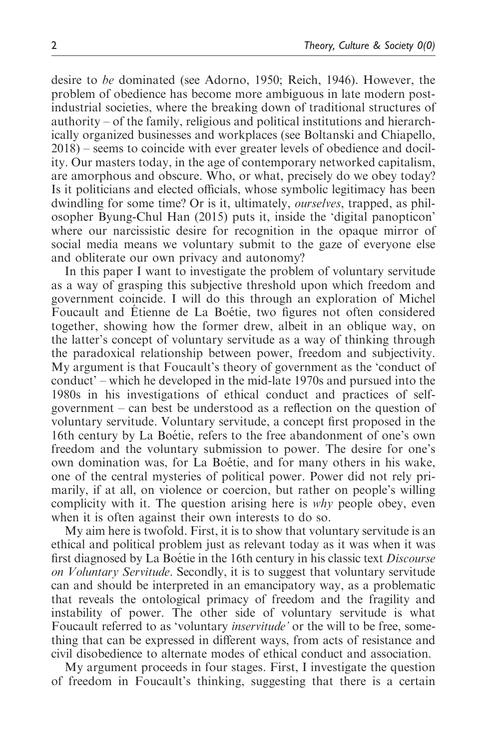desire to *be* dominated (see Adorno, 1950; Reich, 1946). However, the problem of obedience has become more ambiguous in late modern post-industrial societies, where the breaking down of traditional structures of authority – of the family, religious and political institutions and hierarchically organized businesses and workplaces (see Boltanski and Chiapello, 2018) – seems to coincide with ever greater levels of obedience and docility. Our masters today, in the age of contemporary networked capitalism, are amorphous and obscure. Who, or what, precisely do we obey today? Is it politicians and elected officials, whose symbolic legitimacy has been dwindling for some time? Or is it, ultimately, *ourselves*, trapped, as philosopher Byung-Chul Han (2015) puts it, inside the 'digital panopticon' where our narcissistic desire for recognition in the opaque mirror of social media means we voluntary submit to the gaze of everyone else and obliterate our own privacy and autonomy?

In this paper I want to investigate the problem of voluntary servitude as a way of grasping this subjective threshold upon which freedom and government coincide. I will do this through an exploration of Michel Foucault and Étienne de La Boétie, two figures not often considered together, showing how the former drew, albeit in an oblique way, on the latter's concept of voluntary servitude as a way of thinking through the paradoxical relationship between power, freedom and subjectivity. My argument is that Foucault's theory of government as the 'conduct of conduct' – which he developed in the mid-late 1970s and pursued into the 1980s in his investigations of ethical conduct and practices of self-government – can best be understood as a reflection on the question of voluntary servitude. Voluntary servitude, a concept first proposed in the 16th century by La Boétie, refers to the free abandonment of one's own freedom and the voluntary submission to power. The desire for one's own domination was, for La Boétie, and for many others in his wake, one of the central mysteries of political power. Power did not rely primarily, if at all, on violence or coercion, but rather on people's willing complicity with it. The question arising here is *why* people obey, even when it is often against their own interests to do so.

My aim here is twofold. First, it is to show that voluntary servitude is an ethical and political problem just as relevant today as it was when it was first diagnosed by La Boétie in the 16th century in his classic text *Discourse on Voluntary Servitude*. Secondly, it is to suggest that voluntary servitude can and should be interpreted in an emancipatory way, as a problematic that reveals the ontological primacy of freedom and the fragility and instability of power. The other side of voluntary servitude is what Foucault referred to as 'voluntary *inservitude'* or the will to be free, something that can be expressed in different ways, from acts of resistance and civil disobedience to alternate modes of ethical conduct and association.

My argument proceeds in four stages. First, I investigate the question of freedom in Foucault's thinking, suggesting that there is a certain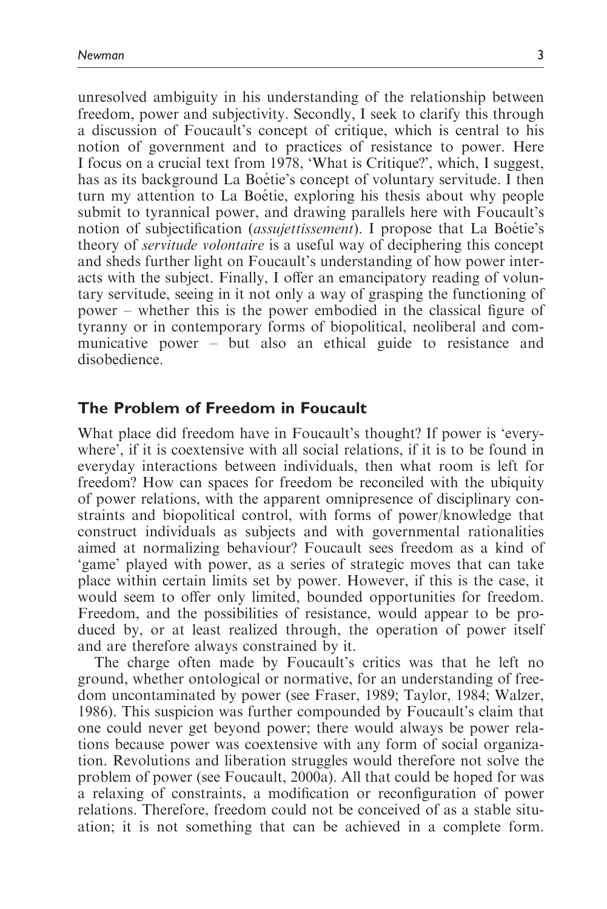unresolved ambiguity in his understanding of the relationship between freedom, power and subjectivity. Secondly, I seek to clarify this through a discussion of Foucault's concept of critique, which is central to his notion of government and to practices of resistance to power. Here I focus on a crucial text from 1978, 'What is Critique?', which, I suggest, has as its background La Boétie's concept of voluntary servitude. I then turn my attention to La Boétie, exploring his thesis about why people submit to tyrannical power, and drawing parallels here with Foucault's notion of subjectification (*assujettissement*). I propose that La Boétie's theory of *servitude volontaire* is a useful way of deciphering this concept and sheds further light on Foucault's understanding of how power interacts with the subject. Finally, I offer an emancipatory reading of voluntary servitude, seeing in it not only a way of grasping the functioning of power – whether this is the power embodied in the classical figure of tyranny or in contemporary forms of biopolitical, neoliberal and communicative power – but also an ethical guide to resistance and disobedience.

## The Problem of Freedom in Foucault

What place did freedom have in Foucault's thought? If power is 'everywhere', if it is coextensive with all social relations, if it is to be found in everyday interactions between individuals, then what room is left for freedom? How can spaces for freedom be reconciled with the ubiquity of power relations, with the apparent omnipresence of disciplinary constraints and biopolitical control, with forms of power/knowledge that construct individuals as subjects and with governmental rationalities aimed at normalizing behaviour? Foucault sees freedom as a kind of 'game' played with power, as a series of strategic moves that can take place within certain limits set by power. However, if this is the case, it would seem to offer only limited, bounded opportunities for freedom. Freedom, and the possibilities of resistance, would appear to be produced by, or at least realized through, the operation of power itself and are therefore always constrained by it.

The charge often made by Foucault's critics was that he left no ground, whether ontological or normative, for an understanding of freedom uncontaminated by power (see Fraser, 1989; Taylor, 1984; Walzer, 1986). This suspicion was further compounded by Foucault's claim that one could never get beyond power; there would always be power relations because power was coextensive with any form of social organization. Revolutions and liberation struggles would therefore not solve the problem of power (see Foucault, 2000a). All that could be hoped for was a relaxing of constraints, a modification or reconfiguration of power relations. Therefore, freedom could not be conceived of as a stable situation; it is not something that can be achieved in a complete form.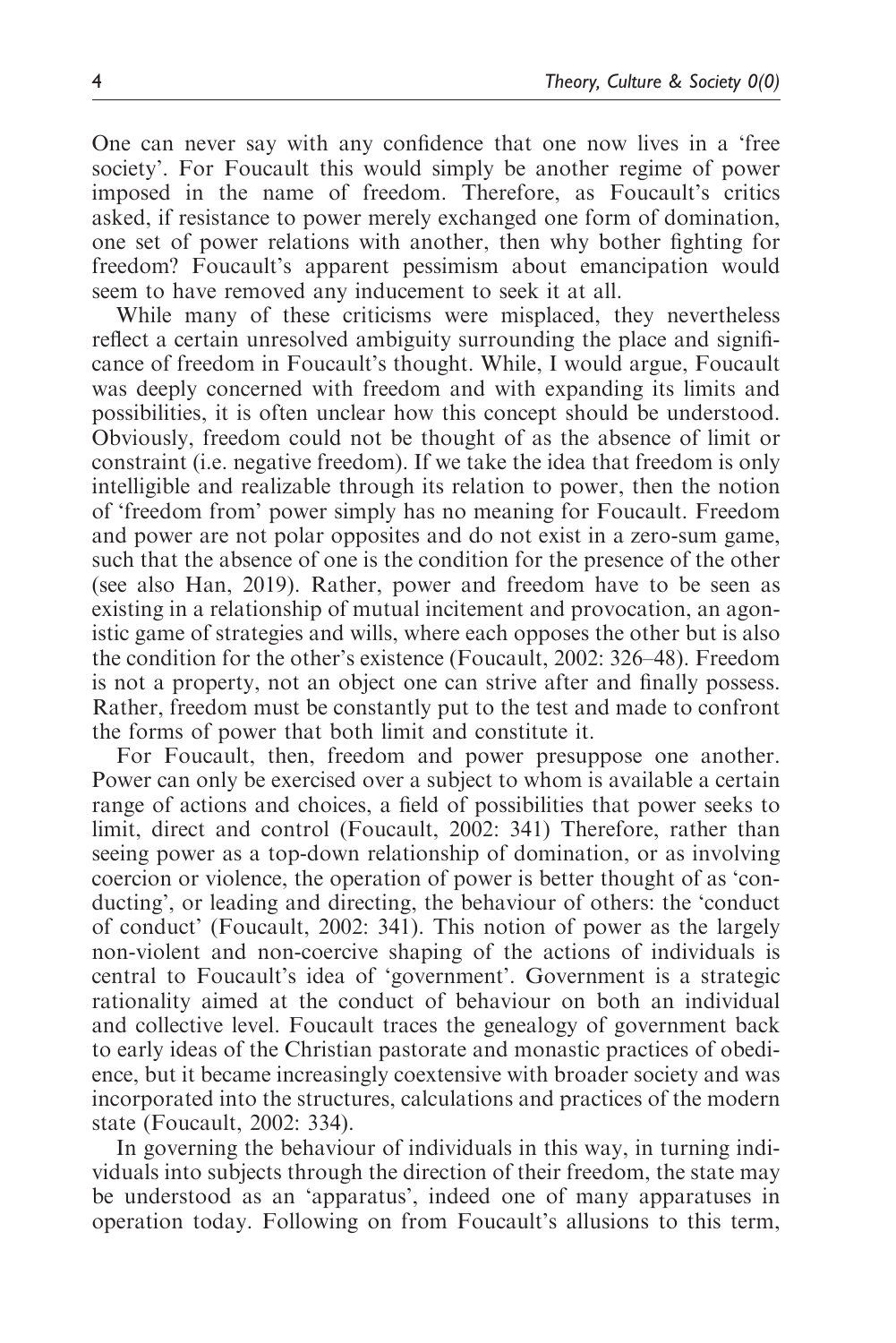One can never say with any confidence that one now lives in a 'free society'. For Foucault this would simply be another regime of power imposed in the name of freedom. Therefore, as Foucault's critics asked, if resistance to power merely exchanged one form of domination, one set of power relations with another, then why bother fighting for freedom? Foucault's apparent pessimism about emancipation would seem to have removed any inducement to seek it at all.

While many of these criticisms were misplaced, they nevertheless reflect a certain unresolved ambiguity surrounding the place and significance of freedom in Foucault's thought. While, I would argue, Foucault was deeply concerned with freedom and with expanding its limits and possibilities, it is often unclear how this concept should be understood. Obviously, freedom could not be thought of as the absence of limit or constraint (i.e. negative freedom). If we take the idea that freedom is only intelligible and realizable through its relation to power, then the notion of 'freedom from' power simply has no meaning for Foucault. Freedom and power are not polar opposites and do not exist in a zero-sum game, such that the absence of one is the condition for the presence of the other (see also Han, 2019). Rather, power and freedom have to be seen as existing in a relationship of mutual incitement and provocation, an agonistic game of strategies and wills, where each opposes the other but is also the condition for the other's existence (Foucault, 2002: 326–48). Freedom is not a property, not an object one can strive after and finally possess. Rather, freedom must be constantly put to the test and made to confront the forms of power that both limit and constitute it.

For Foucault, then, freedom and power presuppose one another. Power can only be exercised over a subject to whom is available a certain range of actions and choices, a field of possibilities that power seeks to limit, direct and control (Foucault, 2002: 341) Therefore, rather than seeing power as a top-down relationship of domination, or as involving coercion or violence, the operation of power is better thought of as 'conducting', or leading and directing, the behaviour of others: the 'conduct of conduct' (Foucault, 2002: 341). This notion of power as the largely non-violent and non-coercive shaping of the actions of individuals is central to Foucault's idea of 'government'. Government is a strategic rationality aimed at the conduct of behaviour on both an individual and collective level. Foucault traces the genealogy of government back to early ideas of the Christian pastorate and monastic practices of obedience, but it became increasingly coextensive with broader society and was incorporated into the structures, calculations and practices of the modern state (Foucault, 2002: 334).

In governing the behaviour of individuals in this way, in turning individuals into subjects through the direction of their freedom, the state may be understood as an 'apparatus', indeed one of many apparatuses in operation today. Following on from Foucault's allusions to this term,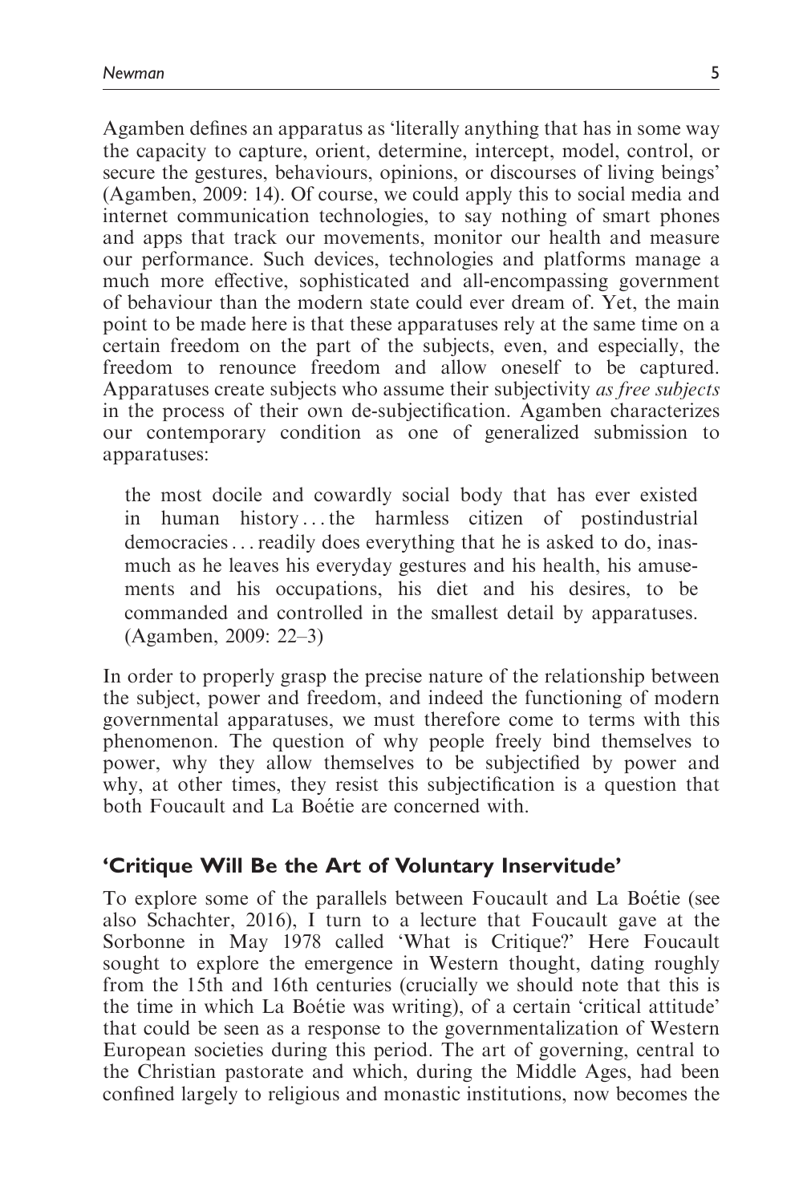Agamben defines an apparatus as 'literally anything that has in some way the capacity to capture, orient, determine, intercept, model, control, or secure the gestures, behaviours, opinions, or discourses of living beings' (Agamben, 2009: 14). Of course, we could apply this to social media and internet communication technologies, to say nothing of smart phones and apps that track our movements, monitor our health and measure our performance. Such devices, technologies and platforms manage a much more effective, sophisticated and all-encompassing government of behaviour than the modern state could ever dream of. Yet, the main point to be made here is that these apparatuses rely at the same time on a certain freedom on the part of the subjects, even, and especially, the freedom to renounce freedom and allow oneself to be captured. Apparatuses create subjects who assume their subjectivity *as free subjects* in the process of their own de-subjectification. Agamben characterizes our contemporary condition as one of generalized submission to apparatuses:

> the most docile and cowardly social body that has ever existed in human history . . . the harmless citizen of postindustrial democracies . . . readily does everything that he is asked to do, inasmuch as he leaves his everyday gestures and his health, his amusements and his occupations, his diet and his desires, to be commanded and controlled in the smallest detail by apparatuses. (Agamben, 2009: 22–3)

In order to properly grasp the precise nature of the relationship between the subject, power and freedom, and indeed the functioning of modern governmental apparatuses, we must therefore come to terms with this phenomenon. The question of why people freely bind themselves to power, why they allow themselves to be subjectified by power and why, at other times, they resist this subjectification is a question that both Foucault and La Boétie are concerned with.

## 'Critique Will Be the Art of Voluntary Inservitude'

To explore some of the parallels between Foucault and La Boétie (see also Schachter, 2016), I turn to a lecture that Foucault gave at the Sorbonne in May 1978 called 'What is Critique?' Here Foucault sought to explore the emergence in Western thought, dating roughly from the 15th and 16th centuries (crucially we should note that this is the time in which La Boétie was writing), of a certain 'critical attitude' that could be seen as a response to the governmentalization of Western European societies during this period. The art of governing, central to the Christian pastorate and which, during the Middle Ages, had been confined largely to religious and monastic institutions, now becomes the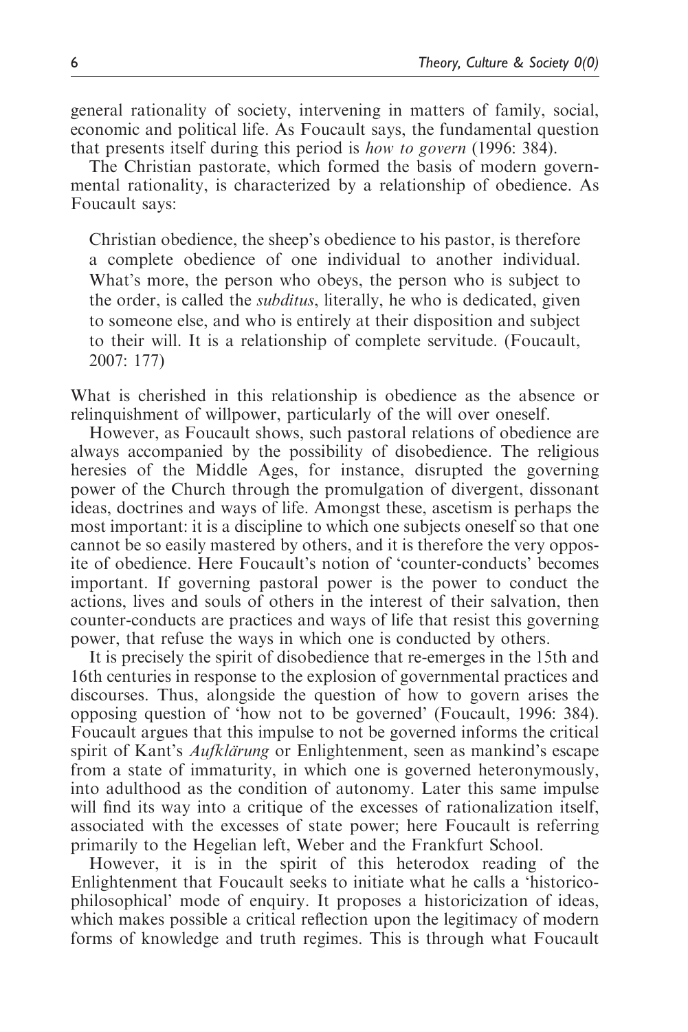general rationality of society, intervening in matters of family, social, economic and political life. As Foucault says, the fundamental question that presents itself during this period is *how to govern* (1996: 384).

The Christian pastorate, which formed the basis of modern governmental rationality, is characterized by a relationship of obedience. As Foucault says:

> Christian obedience, the sheep's obedience to his pastor, is therefore a complete obedience of one individual to another individual. What's more, the person who obeys, the person who is subject to the order, is called the *subditus*, literally, he who is dedicated, given to someone else, and who is entirely at their disposition and subject to their will. It is a relationship of complete servitude. (Foucault, 2007: 177)

What is cherished in this relationship is obedience as the absence or relinquishment of willpower, particularly of the will over oneself.

However, as Foucault shows, such pastoral relations of obedience are always accompanied by the possibility of disobedience. The religious heresies of the Middle Ages, for instance, disrupted the governing power of the Church through the promulgation of divergent, dissonant ideas, doctrines and ways of life. Amongst these, ascetism is perhaps the most important: it is a discipline to which one subjects oneself so that one cannot be so easily mastered by others, and it is therefore the very opposite of obedience. Here Foucault's notion of 'counter-conducts' becomes important. If governing pastoral power is the power to conduct the actions, lives and souls of others in the interest of their salvation, then counter-conducts are practices and ways of life that resist this governing power, that refuse the ways in which one is conducted by others.

It is precisely the spirit of disobedience that re-emerges in the 15th and 16th centuries in response to the explosion of governmental practices and discourses. Thus, alongside the question of how to govern arises the opposing question of 'how not to be governed' (Foucault, 1996: 384). Foucault argues that this impulse to not be governed informs the critical spirit of Kant's *Aufklärung* or Enlightenment, seen as mankind's escape from a state of immaturity, in which one is governed heteronymously, into adulthood as the condition of autonomy. Later this same impulse will find its way into a critique of the excesses of rationalization itself, associated with the excesses of state power; here Foucault is referring primarily to the Hegelian left, Weber and the Frankfurt School.

However, it is in the spirit of this heterodox reading of the Enlightenment that Foucault seeks to initiate what he calls a 'historico-philosophical' mode of enquiry. It proposes a historicization of ideas, which makes possible a critical reflection upon the legitimacy of modern forms of knowledge and truth regimes. This is through what Foucault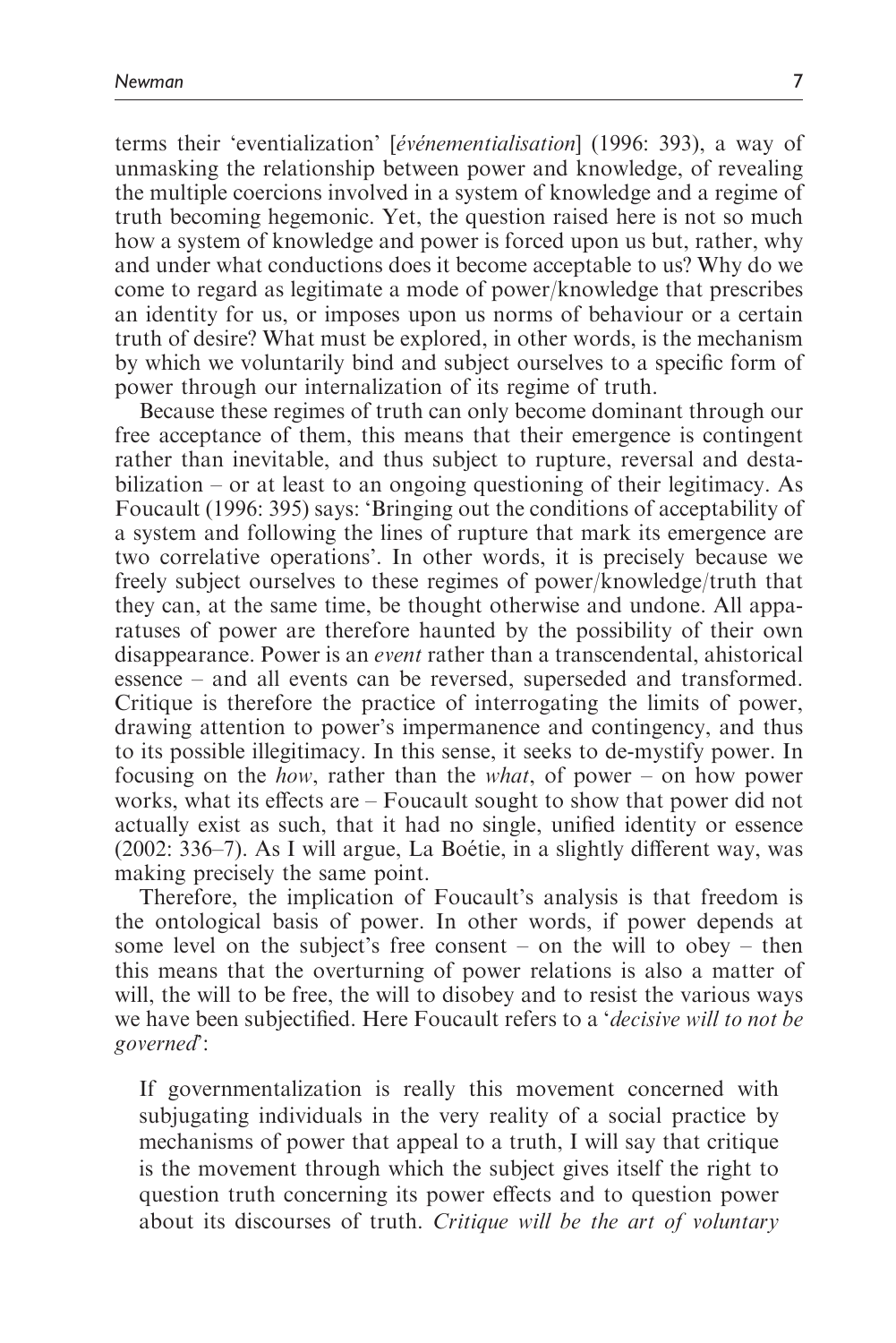terms their 'eventialization' [*événementialisation*] (1996: 393), a way of unmasking the relationship between power and knowledge, of revealing the multiple coercions involved in a system of knowledge and a regime of truth becoming hegemonic. Yet, the question raised here is not so much how a system of knowledge and power is forced upon us but, rather, why and under what conductions does it become acceptable to us? Why do we come to regard as legitimate a mode of power/knowledge that prescribes an identity for us, or imposes upon us norms of behaviour or a certain truth of desire? What must be explored, in other words, is the mechanism by which we voluntarily bind and subject ourselves to a specific form of power through our internalization of its regime of truth.

Because these regimes of truth can only become dominant through our free acceptance of them, this means that their emergence is contingent rather than inevitable, and thus subject to rupture, reversal and destabilization – or at least to an ongoing questioning of their legitimacy. As Foucault (1996: 395) says: 'Bringing out the conditions of acceptability of a system and following the lines of rupture that mark its emergence are two correlative operations'. In other words, it is precisely because we freely subject ourselves to these regimes of power/knowledge/truth that they can, at the same time, be thought otherwise and undone. All apparatuses of power are therefore haunted by the possibility of their own disappearance. Power is an *event* rather than a transcendental, ahistorical essence – and all events can be reversed, superseded and transformed. Critique is therefore the practice of interrogating the limits of power, drawing attention to power's impermanence and contingency, and thus to its possible illegitimacy. In this sense, it seeks to de-mystify power. In focusing on the *how*, rather than the *what*, of power – on how power works, what its effects are – Foucault sought to show that power did not actually exist as such, that it had no single, unified identity or essence (2002: 336–7). As I will argue, La Boétie, in a slightly different way, was making precisely the same point.

Therefore, the implication of Foucault's analysis is that freedom is the ontological basis of power. In other words, if power depends at some level on the subject's free consent – on the will to obey – then this means that the overturning of power relations is also a matter of will, the will to be free, the will to disobey and to resist the various ways we have been subjectified. Here Foucault refers to a '*decisive will to not be governed*':

> If governmentalization is really this movement concerned with subjugating individuals in the very reality of a social practice by mechanisms of power that appeal to a truth, I will say that critique is the movement through which the subject gives itself the right to question truth concerning its power effects and to question power about its discourses of truth. *Critique will be the art of voluntary*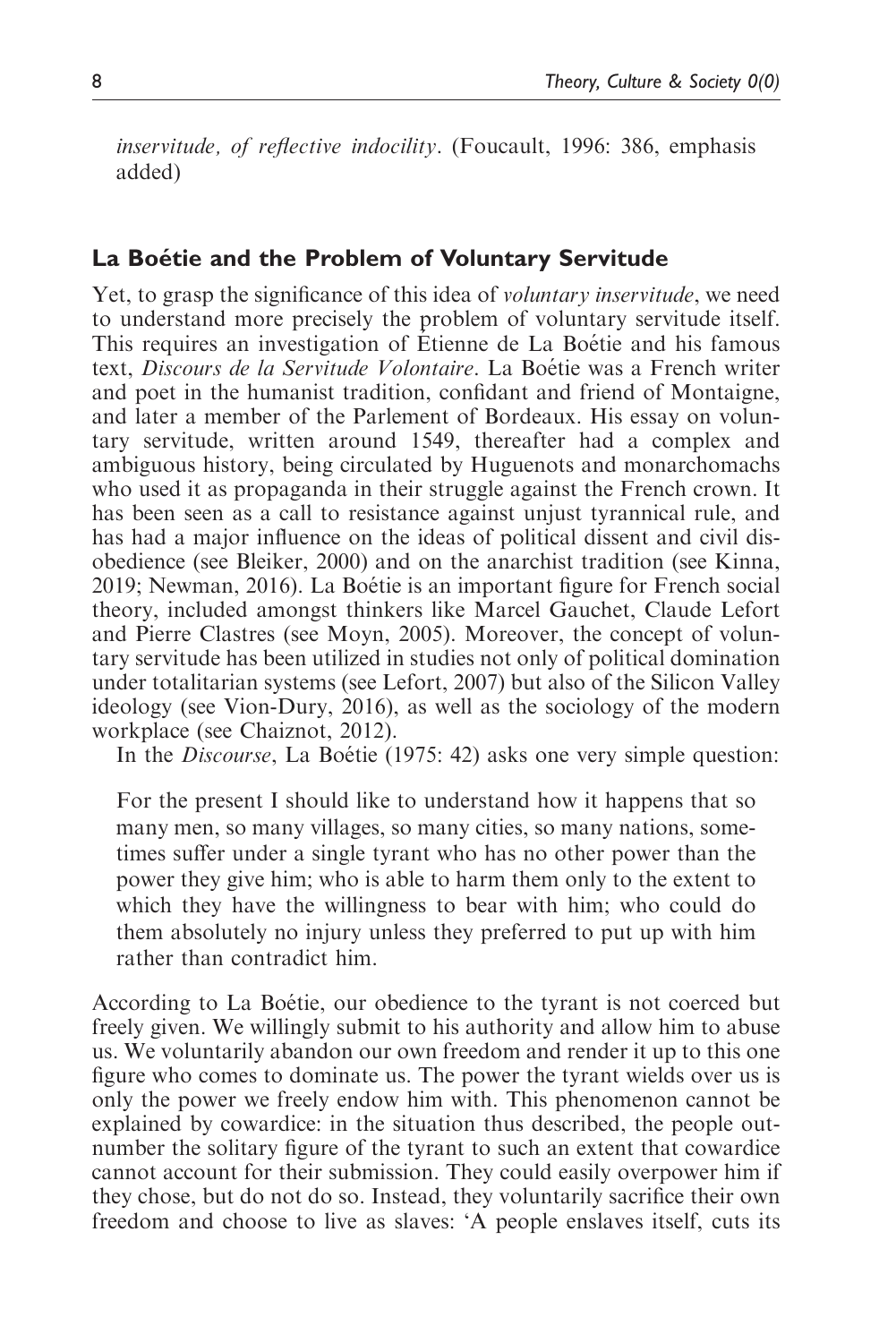*inservitude, of reflective indocility*. (Foucault, 1996: 386, emphasis added)

## La Boétie and the Problem of Voluntary Servitude

Yet, to grasp the significance of this idea of *voluntary inservitude*, we need to understand more precisely the problem of voluntary servitude itself. This requires an investigation of Étienne de La Boétie and his famous text, *Discours de la Servitude Volontaire*. La Boétie was a French writer and poet in the humanist tradition, confidant and friend of Montaigne, and later a member of the Parlement of Bordeaux. His essay on voluntary servitude, written around 1549, thereafter had a complex and ambiguous history, being circulated by Huguenots and monarchomachs who used it as propaganda in their struggle against the French crown. It has been seen as a call to resistance against unjust tyrannical rule, and has had a major influence on the ideas of political dissent and civil disobedience (see Bleiker, 2000) and on the anarchist tradition (see Kinna, 2019; Newman, 2016). La Boétie is an important figure for French social theory, included amongst thinkers like Marcel Gauchet, Claude Lefort and Pierre Clastres (see Moyn, 2005). Moreover, the concept of voluntary servitude has been utilized in studies not only of political domination under totalitarian systems (see Lefort, 2007) but also of the Silicon Valley ideology (see Vion-Dury, 2016), as well as the sociology of the modern workplace (see Chaiznot, 2012).

In the *Discourse*, La Boétie (1975: 42) asks one very simple question:

> For the present I should like to understand how it happens that so many men, so many villages, so many cities, so many nations, sometimes suffer under a single tyrant who has no other power than the power they give him; who is able to harm them only to the extent to which they have the willingness to bear with him; who could do them absolutely no injury unless they preferred to put up with him rather than contradict him.

According to La Boétie, our obedience to the tyrant is not coerced but freely given. We willingly submit to his authority and allow him to abuse us. We voluntarily abandon our own freedom and render it up to this one figure who comes to dominate us. The power the tyrant wields over us is only the power we freely endow him with. This phenomenon cannot be explained by cowardice: in the situation thus described, the people outnumber the solitary figure of the tyrant to such an extent that cowardice cannot account for their submission. They could easily overpower him if they chose, but do not do so. Instead, they voluntarily sacrifice their own freedom and choose to live as slaves: 'A people enslaves itself, cuts its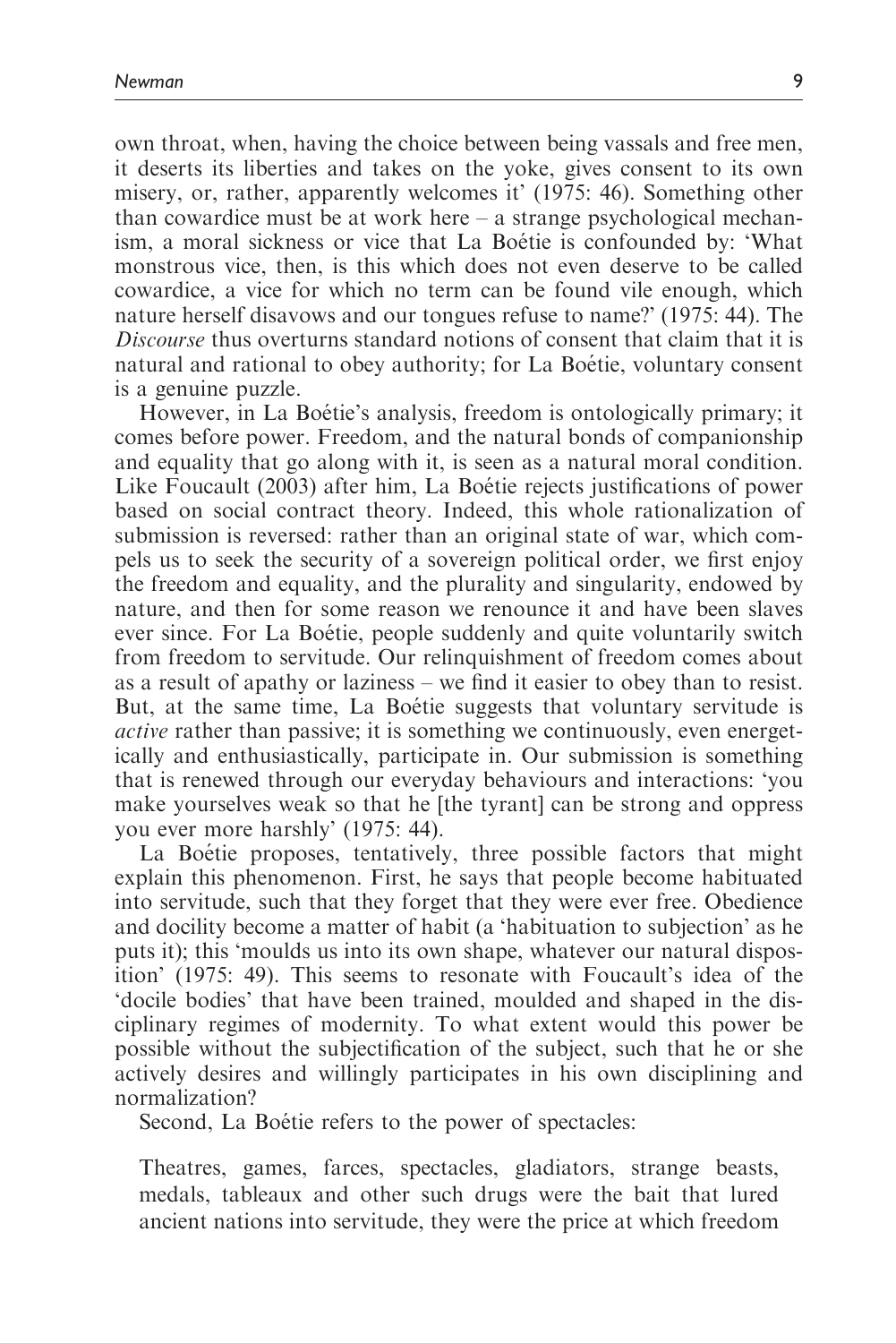own throat, when, having the choice between being vassals and free men, it deserts its liberties and takes on the yoke, gives consent to its own misery, or, rather, apparently welcomes it' (1975: 46). Something other than cowardice must be at work here – a strange psychological mechanism, a moral sickness or vice that La Boétie is confounded by: 'What monstrous vice, then, is this which does not even deserve to be called cowardice, a vice for which no term can be found vile enough, which nature herself disavows and our tongues refuse to name?' (1975: 44). The *Discourse* thus overturns standard notions of consent that claim that it is natural and rational to obey authority; for La Boétie, voluntary consent is a genuine puzzle.

However, in La Boétie's analysis, freedom is ontologically primary; it comes before power. Freedom, and the natural bonds of companionship and equality that go along with it, is seen as a natural moral condition. Like Foucault (2003) after him, La Boétie rejects justifications of power based on social contract theory. Indeed, this whole rationalization of submission is reversed: rather than an original state of war, which compels us to seek the security of a sovereign political order, we first enjoy the freedom and equality, and the plurality and singularity, endowed by nature, and then for some reason we renounce it and have been slaves ever since. For La Boétie, people suddenly and quite voluntarily switch from freedom to servitude. Our relinquishment of freedom comes about as a result of apathy or laziness – we find it easier to obey than to resist. But, at the same time, La Boétie suggests that voluntary servitude is *active* rather than passive; it is something we continuously, even energetically and enthusiastically, participate in. Our submission is something that is renewed through our everyday behaviours and interactions: 'you make yourselves weak so that he [the tyrant] can be strong and oppress you ever more harshly' (1975: 44).

La Boétie proposes, tentatively, three possible factors that might explain this phenomenon. First, he says that people become habituated into servitude, such that they forget that they were ever free. Obedience and docility become a matter of habit (a 'habituation to subjection' as he puts it); this 'moulds us into its own shape, whatever our natural disposition' (1975: 49). This seems to resonate with Foucault's idea of the 'docile bodies' that have been trained, moulded and shaped in the disciplinary regimes of modernity. To what extent would this power be possible without the subjectification of the subject, such that he or she actively desires and willingly participates in his own disciplining and normalization?

Second, La Boétie refers to the power of spectacles:

> Theatres, games, farces, spectacles, gladiators, strange beasts, medals, tableaux and other such drugs were the bait that lured ancient nations into servitude, they were the price at which freedom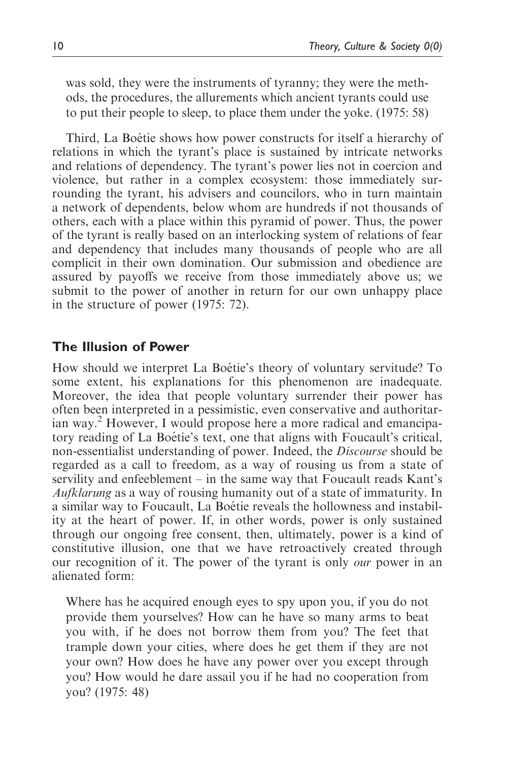> was sold, they were the instruments of tyranny; they were the methods, the procedures, the allurements which ancient tyrants could use to put their people to sleep, to place them under the yoke. (1975: 58)

Third, La Boétie shows how power constructs for itself a hierarchy of relations in which the tyrant's place is sustained by intricate networks and relations of dependency. The tyrant's power lies not in coercion and violence, but rather in a complex ecosystem: those immediately surrounding the tyrant, his advisers and councilors, who in turn maintain a network of dependents, below whom are hundreds if not thousands of others, each with a place within this pyramid of power. Thus, the power of the tyrant is really based on an interlocking system of relations of fear and dependency that includes many thousands of people who are all complicit in their own domination. Our submission and obedience are assured by payoffs we receive from those immediately above us; we submit to the power of another in return for our own unhappy place in the structure of power (1975: 72).

## The Illusion of Power

How should we interpret La Boétie's theory of voluntary servitude? To some extent, his explanations for this phenomenon are inadequate. Moreover, the idea that people voluntary surrender their power has often been interpreted in a pessimistic, even conservative and authoritarian way.[2] However, I would propose here a more radical and emancipatory reading of La Boétie's text, one that aligns with Foucault's critical, non-essentialist understanding of power. Indeed, the *Discourse* should be regarded as a call to freedom, as a way of rousing us from a state of servility and enfeeblement – in the same way that Foucault reads Kant's *Aufklarung* as a way of rousing humanity out of a state of immaturity. In a similar way to Foucault, La Boétie reveals the hollowness and instability at the heart of power. If, in other words, power is only sustained through our ongoing free consent, then, ultimately, power is a kind of constitutive illusion, one that we have retroactively created through our recognition of it. The power of the tyrant is only *our* power in an alienated form:

> Where has he acquired enough eyes to spy upon you, if you do not provide them yourselves? How can he have so many arms to beat you with, if he does not borrow them from you? The feet that trample down your cities, where does he get them if they are not your own? How does he have any power over you except through you? How would he dare assail you if he had no cooperation from you? (1975: 48)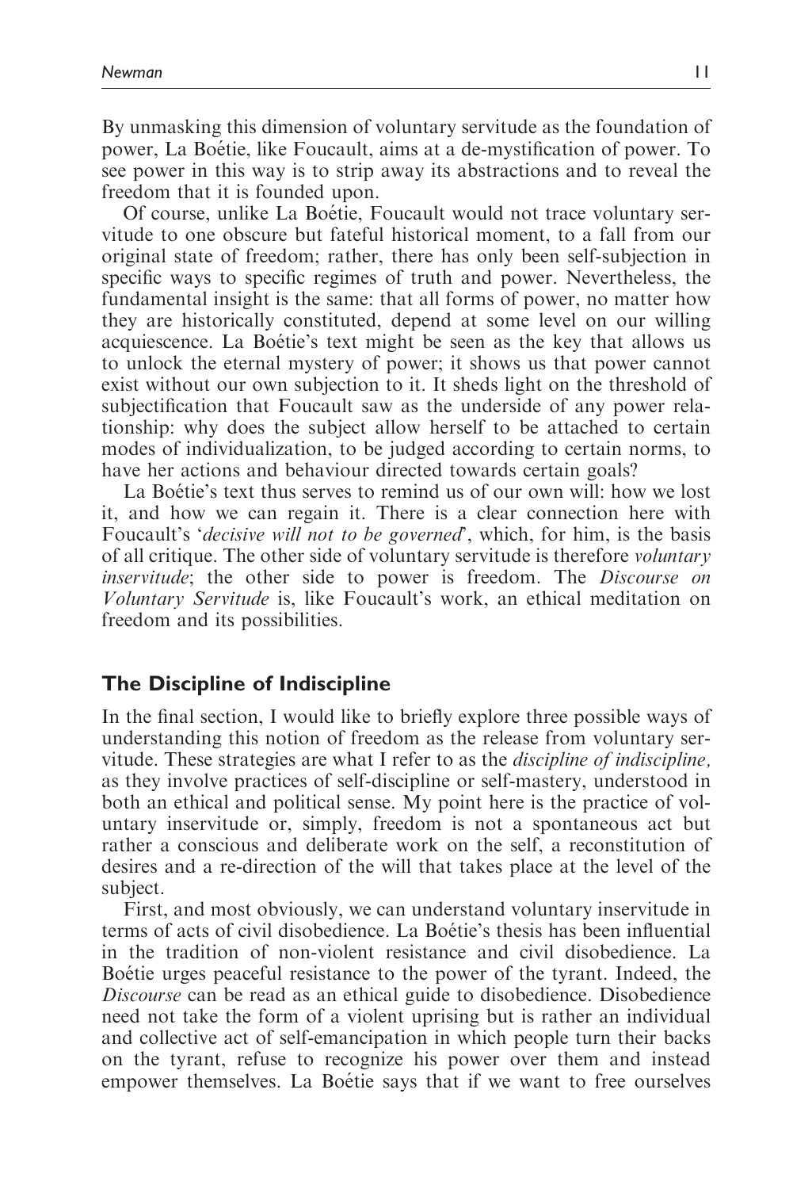By unmasking this dimension of voluntary servitude as the foundation of power, La Boétie, like Foucault, aims at a de-mystification of power. To see power in this way is to strip away its abstractions and to reveal the freedom that it is founded upon.

Of course, unlike La Boétie, Foucault would not trace voluntary servitude to one obscure but fateful historical moment, to a fall from our original state of freedom; rather, there has only been self-subjection in specific ways to specific regimes of truth and power. Nevertheless, the fundamental insight is the same: that all forms of power, no matter how they are historically constituted, depend at some level on our willing acquiescence. La Boétie's text might be seen as the key that allows us to unlock the eternal mystery of power; it shows us that power cannot exist without our own subjection to it. It sheds light on the threshold of subjectification that Foucault saw as the underside of any power relationship: why does the subject allow herself to be attached to certain modes of individualization, to be judged according to certain norms, to have her actions and behaviour directed towards certain goals?

La Boétie's text thus serves to remind us of our own will: how we lost it, and how we can regain it. There is a clear connection here with Foucault's '*decisive will not to be governed*', which, for him, is the basis of all critique. The other side of voluntary servitude is therefore *voluntary inservitude*; the other side to power is freedom. The *Discourse on Voluntary Servitude* is, like Foucault's work, an ethical meditation on freedom and its possibilities.

## The Discipline of Indiscipline

In the final section, I would like to briefly explore three possible ways of understanding this notion of freedom as the release from voluntary servitude. These strategies are what I refer to as the *discipline of indiscipline,* as they involve practices of self-discipline or self-mastery, understood in both an ethical and political sense. My point here is the practice of voluntary inservitude or, simply, freedom is not a spontaneous act but rather a conscious and deliberate work on the self, a reconstitution of desires and a re-direction of the will that takes place at the level of the subject.

First, and most obviously, we can understand voluntary inservitude in terms of acts of civil disobedience. La Boétie's thesis has been influential in the tradition of non-violent resistance and civil disobedience. La Boétie urges peaceful resistance to the power of the tyrant. Indeed, the *Discourse* can be read as an ethical guide to disobedience. Disobedience need not take the form of a violent uprising but is rather an individual and collective act of self-emancipation in which people turn their backs on the tyrant, refuse to recognize his power over them and instead empower themselves. La Boétie says that if we want to free ourselves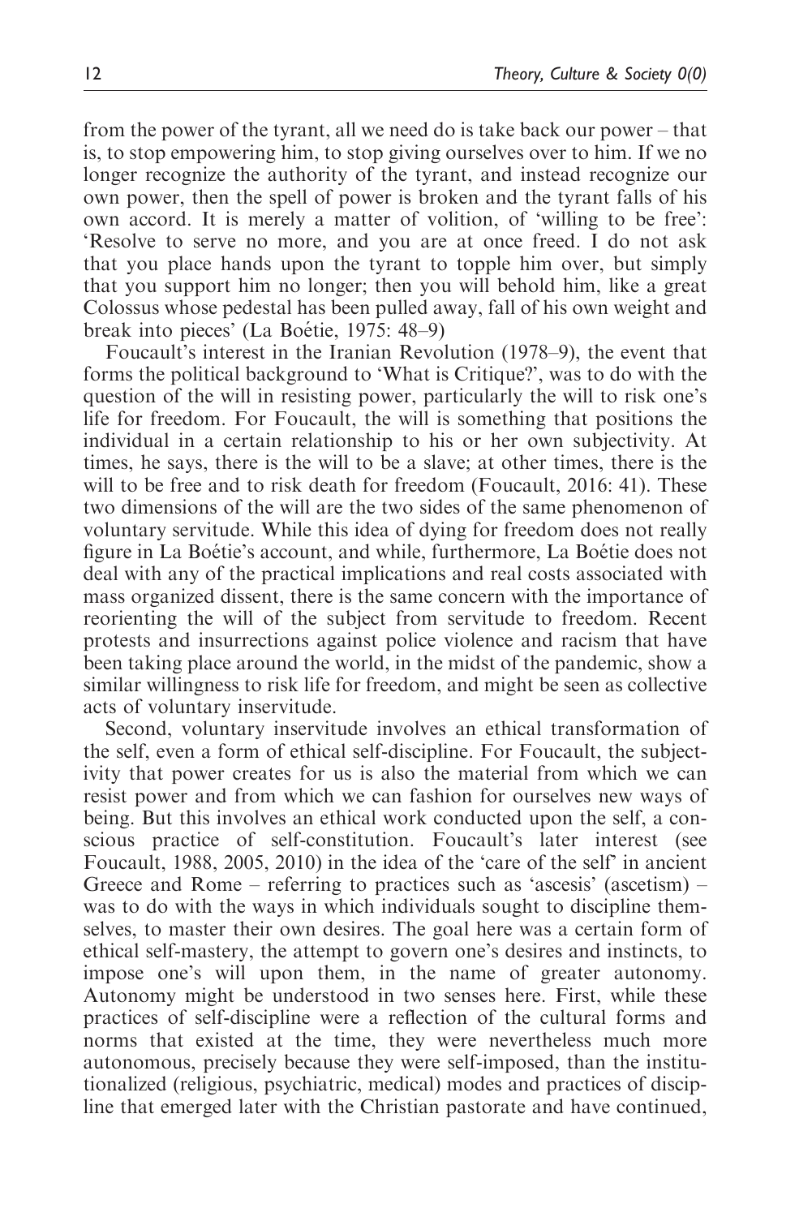from the power of the tyrant, all we need do is take back our power – that is, to stop empowering him, to stop giving ourselves over to him. If we no longer recognize the authority of the tyrant, and instead recognize our own power, then the spell of power is broken and the tyrant falls of his own accord. It is merely a matter of volition, of 'willing to be free': 'Resolve to serve no more, and you are at once freed. I do not ask that you place hands upon the tyrant to topple him over, but simply that you support him no longer; then you will behold him, like a great Colossus whose pedestal has been pulled away, fall of his own weight and break into pieces' (La Boétie, 1975: 48–9)

Foucault's interest in the Iranian Revolution (1978–9), the event that forms the political background to 'What is Critique?', was to do with the question of the will in resisting power, particularly the will to risk one's life for freedom. For Foucault, the will is something that positions the individual in a certain relationship to his or her own subjectivity. At times, he says, there is the will to be a slave; at other times, there is the will to be free and to risk death for freedom (Foucault, 2016: 41). These two dimensions of the will are the two sides of the same phenomenon of voluntary servitude. While this idea of dying for freedom does not really figure in La Boétie's account, and while, furthermore, La Boétie does not deal with any of the practical implications and real costs associated with mass organized dissent, there is the same concern with the importance of reorienting the will of the subject from servitude to freedom. Recent protests and insurrections against police violence and racism that have been taking place around the world, in the midst of the pandemic, show a similar willingness to risk life for freedom, and might be seen as collective acts of voluntary inservitude.

Second, voluntary inservitude involves an ethical transformation of the self, even a form of ethical self-discipline. For Foucault, the subjectivity that power creates for us is also the material from which we can resist power and from which we can fashion for ourselves new ways of being. But this involves an ethical work conducted upon the self, a conscious practice of self-constitution. Foucault's later interest (see Foucault, 1988, 2005, 2010) in the idea of the 'care of the self' in ancient Greece and Rome – referring to practices such as 'ascesis' (ascetism) – was to do with the ways in which individuals sought to discipline themselves, to master their own desires. The goal here was a certain form of ethical self-mastery, the attempt to govern one's desires and instincts, to impose one's will upon them, in the name of greater autonomy. Autonomy might be understood in two senses here. First, while these practices of self-discipline were a reflection of the cultural forms and norms that existed at the time, they were nevertheless much more autonomous, precisely because they were self-imposed, than the institutionalized (religious, psychiatric, medical) modes and practices of discipline that emerged later with the Christian pastorate and have continued,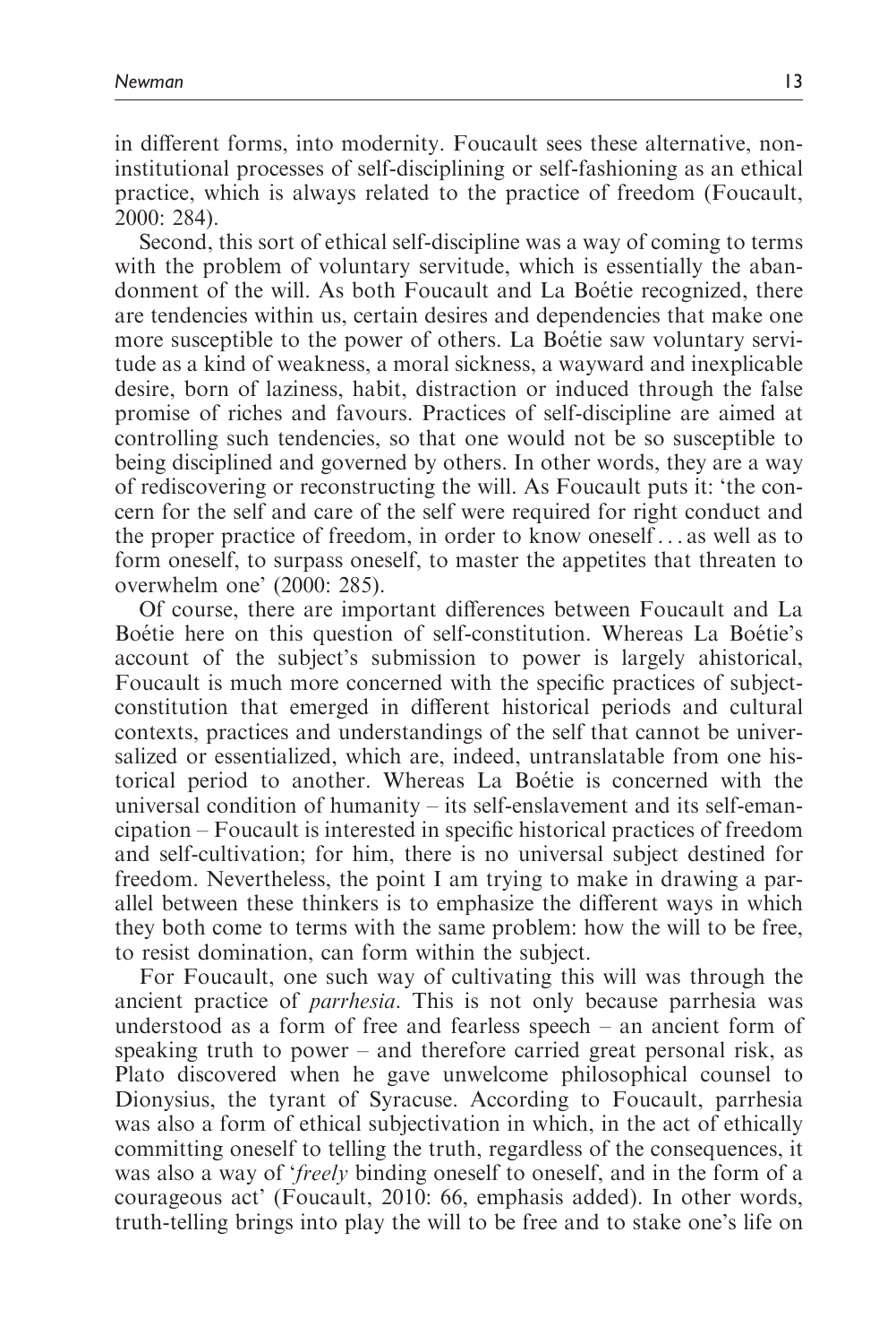in different forms, into modernity. Foucault sees these alternative, non-institutional processes of self-disciplining or self-fashioning as an ethical practice, which is always related to the practice of freedom (Foucault, 2000: 284).

Second, this sort of ethical self-discipline was a way of coming to terms with the problem of voluntary servitude, which is essentially the abandonment of the will. As both Foucault and La Boétie recognized, there are tendencies within us, certain desires and dependencies that make one more susceptible to the power of others. La Boétie saw voluntary servitude as a kind of weakness, a moral sickness, a wayward and inexplicable desire, born of laziness, habit, distraction or induced through the false promise of riches and favours. Practices of self-discipline are aimed at controlling such tendencies, so that one would not be so susceptible to being disciplined and governed by others. In other words, they are a way of rediscovering or reconstructing the will. As Foucault puts it: 'the concern for the self and care of the self were required for right conduct and the proper practice of freedom, in order to know oneself . . . as well as to form oneself, to surpass oneself, to master the appetites that threaten to overwhelm one' (2000: 285).

Of course, there are important differences between Foucault and La Boétie here on this question of self-constitution. Whereas La Boétie's account of the subject's submission to power is largely ahistorical, Foucault is much more concerned with the specific practices of subject-constitution that emerged in different historical periods and cultural contexts, practices and understandings of the self that cannot be universalized or essentialized, which are, indeed, untranslatable from one historical period to another. Whereas La Boétie is concerned with the universal condition of humanity – its self-enslavement and its self-emancipation – Foucault is interested in specific historical practices of freedom and self-cultivation; for him, there is no universal subject destined for freedom. Nevertheless, the point I am trying to make in drawing a parallel between these thinkers is to emphasize the different ways in which they both come to terms with the same problem: how the will to be free, to resist domination, can form within the subject.

For Foucault, one such way of cultivating this will was through the ancient practice of *parrhesia*. This is not only because parrhesia was understood as a form of free and fearless speech – an ancient form of speaking truth to power – and therefore carried great personal risk, as Plato discovered when he gave unwelcome philosophical counsel to Dionysius, the tyrant of Syracuse. According to Foucault, parrhesia was also a form of ethical subjectivation in which, in the act of ethically committing oneself to telling the truth, regardless of the consequences, it was also a way of '*freely* binding oneself to oneself, and in the form of a courageous act' (Foucault, 2010: 66, emphasis added). In other words, truth-telling brings into play the will to be free and to stake one's life on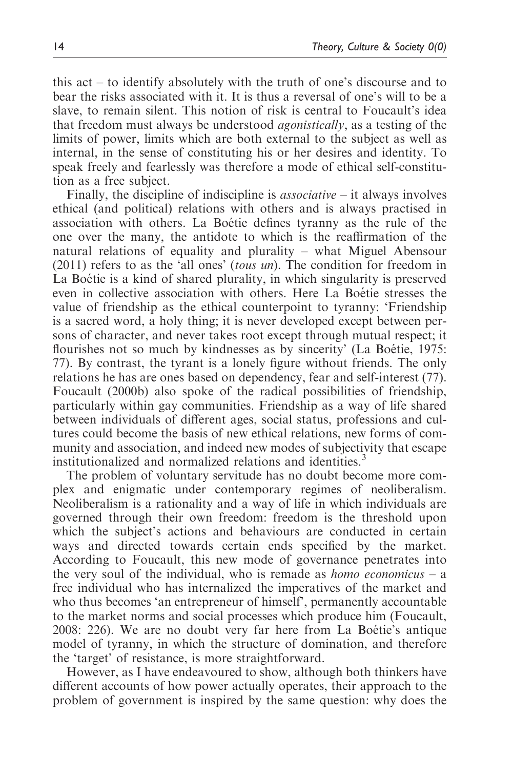this act – to identify absolutely with the truth of one's discourse and to bear the risks associated with it. It is thus a reversal of one's will to be a slave, to remain silent. This notion of risk is central to Foucault's idea that freedom must always be understood *agonistically*, as a testing of the limits of power, limits which are both external to the subject as well as internal, in the sense of constituting his or her desires and identity. To speak freely and fearlessly was therefore a mode of ethical self-constitution as a free subject.

Finally, the discipline of indiscipline is *associative* – it always involves ethical (and political) relations with others and is always practised in association with others. La Boétie defines tyranny as the rule of the one over the many, the antidote to which is the reaffirmation of the natural relations of equality and plurality – what Miguel Abensour (2011) refers to as the 'all ones' (*tous un*). The condition for freedom in La Boétie is a kind of shared plurality, in which singularity is preserved even in collective association with others. Here La Boétie stresses the value of friendship as the ethical counterpoint to tyranny: 'Friendship is a sacred word, a holy thing; it is never developed except between persons of character, and never takes root except through mutual respect; it flourishes not so much by kindnesses as by sincerity' (La Boétie, 1975: 77). By contrast, the tyrant is a lonely figure without friends. The only relations he has are ones based on dependency, fear and self-interest (77). Foucault (2000b) also spoke of the radical possibilities of friendship, particularly within gay communities. Friendship as a way of life shared between individuals of different ages, social status, professions and cultures could become the basis of new ethical relations, new forms of community and association, and indeed new modes of subjectivity that escape institutionalized and normalized relations and identities.[3]

The problem of voluntary servitude has no doubt become more complex and enigmatic under contemporary regimes of neoliberalism. Neoliberalism is a rationality and a way of life in which individuals are governed through their own freedom: freedom is the threshold upon which the subject's actions and behaviours are conducted in certain ways and directed towards certain ends specified by the market. According to Foucault, this new mode of governance penetrates into the very soul of the individual, who is remade as *homo economicus* – a free individual who has internalized the imperatives of the market and who thus becomes 'an entrepreneur of himself', permanently accountable to the market norms and social processes which produce him (Foucault, 2008: 226). We are no doubt very far here from La Boétie's antique model of tyranny, in which the structure of domination, and therefore the 'target' of resistance, is more straightforward.

However, as I have endeavoured to show, although both thinkers have different accounts of how power actually operates, their approach to the problem of government is inspired by the same question: why does the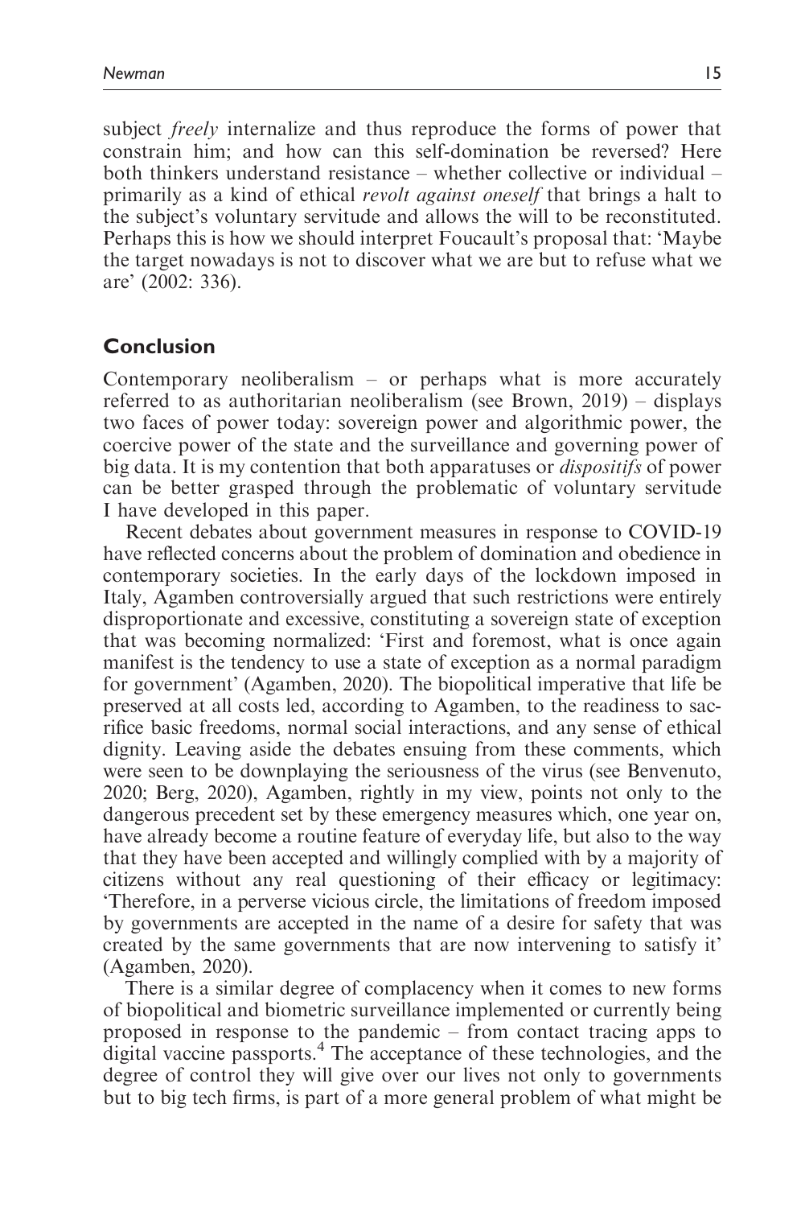subject *freely* internalize and thus reproduce the forms of power that constrain him; and how can this self-domination be reversed? Here both thinkers understand resistance – whether collective or individual – primarily as a kind of ethical *revolt against oneself* that brings a halt to the subject's voluntary servitude and allows the will to be reconstituted. Perhaps this is how we should interpret Foucault's proposal that: 'Maybe the target nowadays is not to discover what we are but to refuse what we are' (2002: 336).

## Conclusion

Contemporary neoliberalism – or perhaps what is more accurately referred to as authoritarian neoliberalism (see Brown, 2019) – displays two faces of power today: sovereign power and algorithmic power, the coercive power of the state and the surveillance and governing power of big data. It is my contention that both apparatuses or *dispositifs* of power can be better grasped through the problematic of voluntary servitude I have developed in this paper.

Recent debates about government measures in response to COVID-19 have reflected concerns about the problem of domination and obedience in contemporary societies. In the early days of the lockdown imposed in Italy, Agamben controversially argued that such restrictions were entirely disproportionate and excessive, constituting a sovereign state of exception that was becoming normalized: 'First and foremost, what is once again manifest is the tendency to use a state of exception as a normal paradigm for government' (Agamben, 2020). The biopolitical imperative that life be preserved at all costs led, according to Agamben, to the readiness to sacrifice basic freedoms, normal social interactions, and any sense of ethical dignity. Leaving aside the debates ensuing from these comments, which were seen to be downplaying the seriousness of the virus (see Benvenuto, 2020; Berg, 2020), Agamben, rightly in my view, points not only to the dangerous precedent set by these emergency measures which, one year on, have already become a routine feature of everyday life, but also to the way that they have been accepted and willingly complied with by a majority of citizens without any real questioning of their efficacy or legitimacy: 'Therefore, in a perverse vicious circle, the limitations of freedom imposed by governments are accepted in the name of a desire for safety that was created by the same governments that are now intervening to satisfy it' (Agamben, 2020).

There is a similar degree of complacency when it comes to new forms of biopolitical and biometric surveillance implemented or currently being proposed in response to the pandemic – from contact tracing apps to digital vaccine passports.[4] The acceptance of these technologies, and the degree of control they will give over our lives not only to governments but to big tech firms, is part of a more general problem of what might be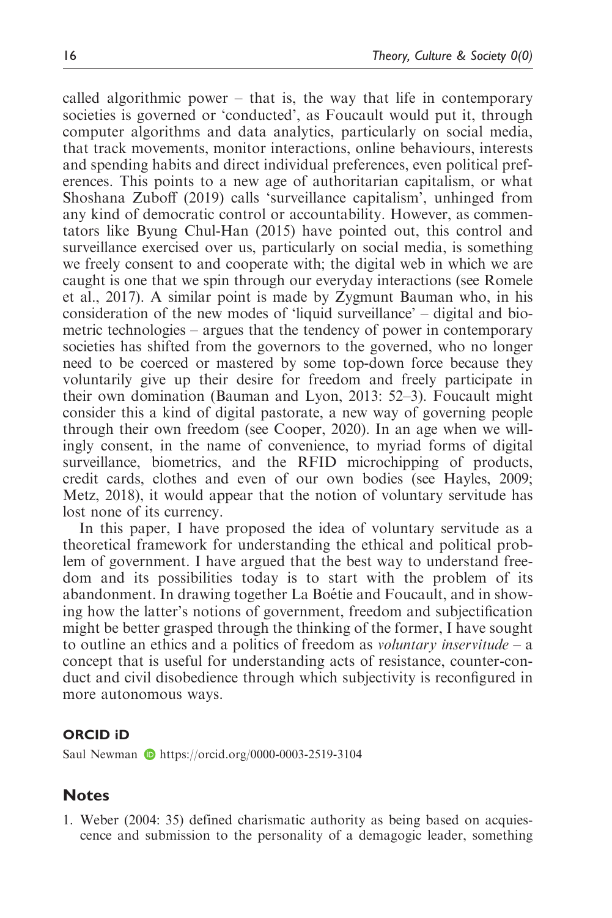called algorithmic power – that is, the way that life in contemporary societies is governed or 'conducted', as Foucault would put it, through computer algorithms and data analytics, particularly on social media, that track movements, monitor interactions, online behaviours, interests and spending habits and direct individual preferences, even political preferences. This points to a new age of authoritarian capitalism, or what Shoshana Zuboff (2019) calls 'surveillance capitalism', unhinged from any kind of democratic control or accountability. However, as commentators like Byung Chul-Han (2015) have pointed out, this control and surveillance exercised over us, particularly on social media, is something we freely consent to and cooperate with; the digital web in which we are caught is one that we spin through our everyday interactions (see Romele et al., 2017). A similar point is made by Zygmunt Bauman who, in his consideration of the new modes of 'liquid surveillance' – digital and biometric technologies – argues that the tendency of power in contemporary societies has shifted from the governors to the governed, who no longer need to be coerced or mastered by some top-down force because they voluntarily give up their desire for freedom and freely participate in their own domination (Bauman and Lyon, 2013: 52–3). Foucault might consider this a kind of digital pastorate, a new way of governing people through their own freedom (see Cooper, 2020). In an age when we willingly consent, in the name of convenience, to myriad forms of digital surveillance, biometrics, and the RFID microchipping of products, credit cards, clothes and even of our own bodies (see Hayles, 2009; Metz, 2018), it would appear that the notion of voluntary servitude has lost none of its currency.

In this paper, I have proposed the idea of voluntary servitude as a theoretical framework for understanding the ethical and political problem of government. I have argued that the best way to understand freedom and its possibilities today is to start with the problem of its abandonment. In drawing together La Boétie and Foucault, and in showing how the latter's notions of government, freedom and subjectification might be better grasped through the thinking of the former, I have sought to outline an ethics and a politics of freedom as *voluntary inservitude* – a concept that is useful for understanding acts of resistance, counter-conduct and civil disobedience through which subjectivity is reconfigured in more autonomous ways.

#### ORCID iD

Saul Newman https://orcid.org/0000-0003-2519-3104

## Notes

1. Weber (2004: 35) defined charismatic authority as being based on acquiescence and submission to the personality of a demagogic leader, something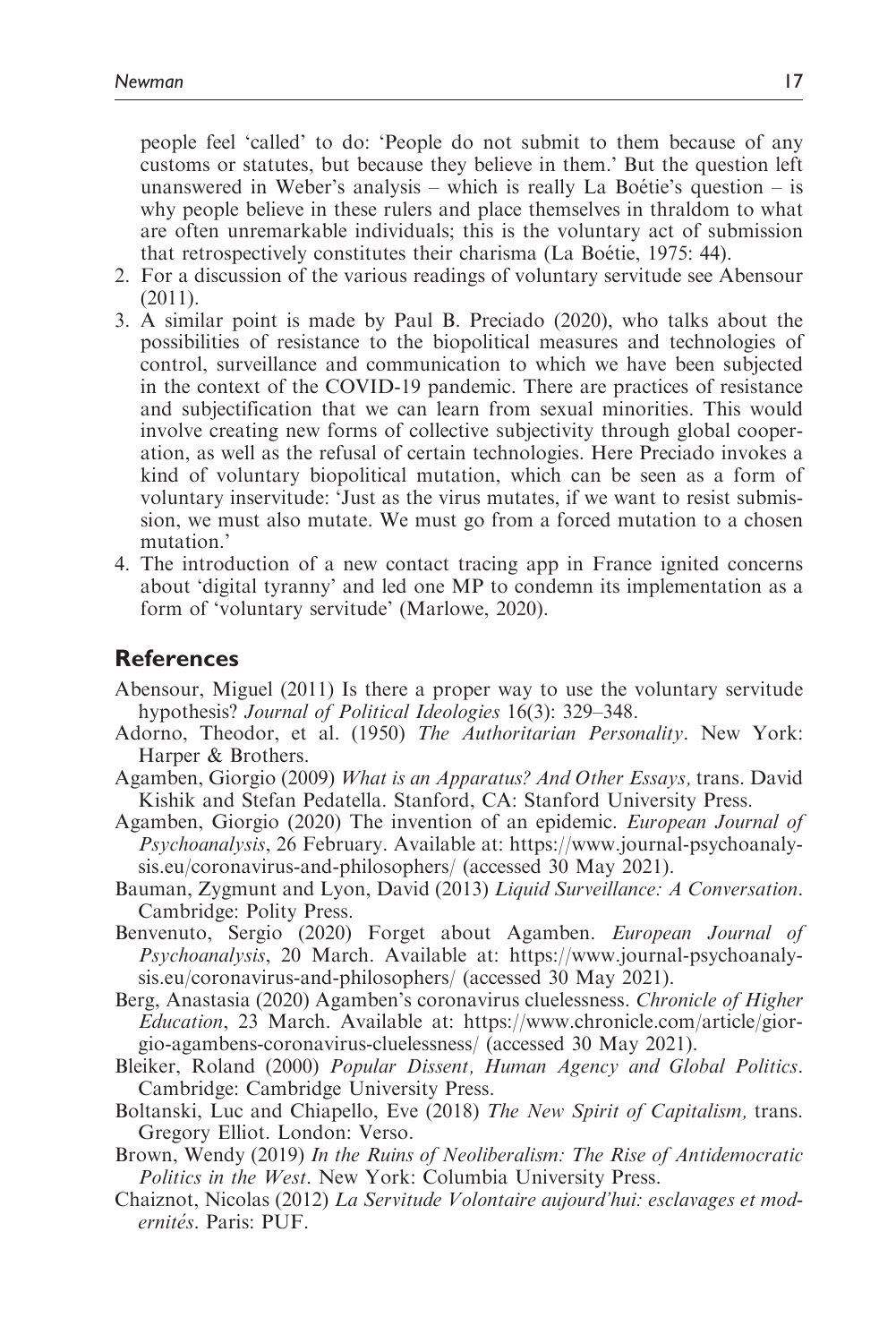people feel 'called' to do: 'People do not submit to them because of any customs or statutes, but because they believe in them.' But the question left unanswered in Weber's analysis – which is really La Boétie's question – is why people believe in these rulers and place themselves in thraldom to what are often unremarkable individuals; this is the voluntary act of submission that retrospectively constitutes their charisma (La Boétie, 1975: 44).

2. For a discussion of the various readings of voluntary servitude see Abensour (2011).
3. A similar point is made by Paul B. Preciado (2020), who talks about the possibilities of resistance to the biopolitical measures and technologies of control, surveillance and communication to which we have been subjected in the context of the COVID-19 pandemic. There are practices of resistance and subjectification that we can learn from sexual minorities. This would involve creating new forms of collective subjectivity through global cooperation, as well as the refusal of certain technologies. Here Preciado invokes a kind of voluntary biopolitical mutation, which can be seen as a form of voluntary inservitude: 'Just as the virus mutates, if we want to resist submission, we must also mutate. We must go from a forced mutation to a chosen mutation.'
4. The introduction of a new contact tracing app in France ignited concerns about 'digital tyranny' and led one MP to condemn its implementation as a form of 'voluntary servitude' (Marlowe, 2020).

## References

Abensour, Miguel (2011) Is there a proper way to use the voluntary servitude hypothesis? *Journal of Political Ideologies* 16(3): 329–348.

Adorno, Theodor, et al. (1950) *The Authoritarian Personality*. New York: Harper & Brothers.

Agamben, Giorgio (2009) *What is an Apparatus? And Other Essays,* trans. David Kishik and Stefan Pedatella. Stanford, CA: Stanford University Press.

Agamben, Giorgio (2020) The invention of an epidemic. *European Journal of Psychoanalysis*, 26 February. Available at: https://www.journal-psychoanalysis.eu/coronavirus-and-philosophers/ (accessed 30 May 2021).

Bauman, Zygmunt and Lyon, David (2013) *Liquid Surveillance: A Conversation*. Cambridge: Polity Press.

Benvenuto, Sergio (2020) Forget about Agamben. *European Journal of Psychoanalysis*, 20 March. Available at: https://www.journal-psychoanalysis.eu/coronavirus-and-philosophers/ (accessed 30 May 2021).

Berg, Anastasia (2020) Agamben's coronavirus cluelessness. *Chronicle of Higher Education*, 23 March. Available at: https://www.chronicle.com/article/giorgio-agambens-coronavirus-cluelessness/ (accessed 30 May 2021).

Bleiker, Roland (2000) *Popular Dissent, Human Agency and Global Politics*. Cambridge: Cambridge University Press.

Boltanski, Luc and Chiapello, Eve (2018) *The New Spirit of Capitalism,* trans. Gregory Elliot. London: Verso.

Brown, Wendy (2019) *In the Ruins of Neoliberalism: The Rise of Antidemocratic Politics in the West*. New York: Columbia University Press.

Chaiznot, Nicolas (2012) *La Servitude Volontaire aujourd'hui: esclavages et modernités*. Paris: PUF.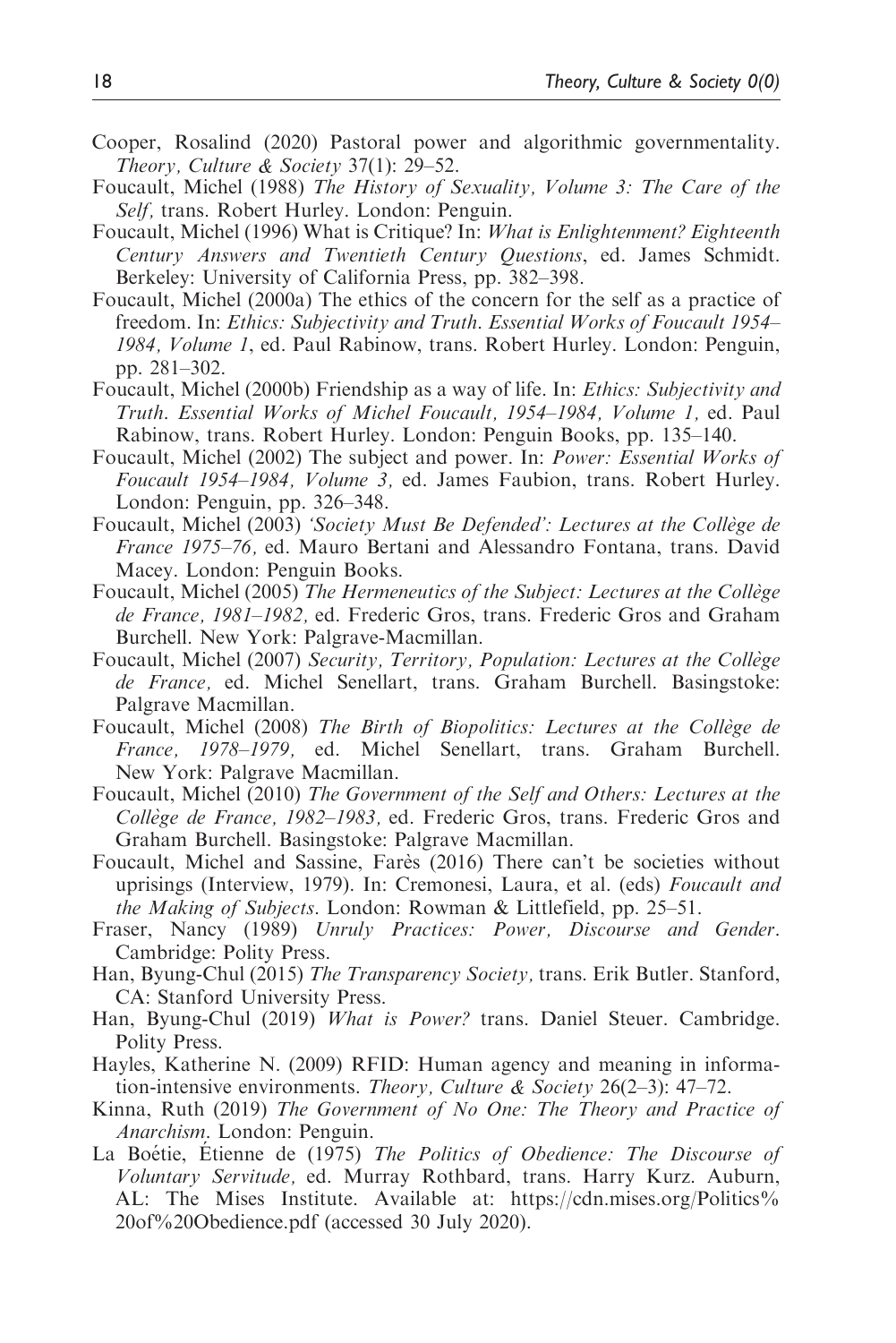Cooper, Rosalind (2020) Pastoral power and algorithmic governmentality. *Theory, Culture & Society* 37(1): 29–52.

Foucault, Michel (1988) *The History of Sexuality, Volume 3: The Care of the Self*, trans. Robert Hurley. London: Penguin.

Foucault, Michel (1996) What is Critique? In: *What is Enlightenment? Eighteenth Century Answers and Twentieth Century Questions*, ed. James Schmidt. Berkeley: University of California Press, pp. 382–398.

Foucault, Michel (2000a) The ethics of the concern for the self as a practice of freedom. In: *Ethics: Subjectivity and Truth. Essential Works of Foucault 1954–1984, Volume 1*, ed. Paul Rabinow, trans. Robert Hurley. London: Penguin, pp. 281–302.

Foucault, Michel (2000b) Friendship as a way of life. In: *Ethics: Subjectivity and Truth. Essential Works of Michel Foucault, 1954–1984, Volume 1,* ed. Paul Rabinow, trans. Robert Hurley. London: Penguin Books, pp. 135–140.

Foucault, Michel (2002) The subject and power. In: *Power: Essential Works of Foucault 1954–1984, Volume 3,* ed. James Faubion, trans. Robert Hurley. London: Penguin, pp. 326–348.

Foucault, Michel (2003) *'Society Must Be Defended': Lectures at the Collège de France 1975–76*, ed. Mauro Bertani and Alessandro Fontana, trans. David Macey. London: Penguin Books.

Foucault, Michel (2005) *The Hermeneutics of the Subject: Lectures at the Collège de France, 1981–1982,* ed. Frederic Gros, trans. Frederic Gros and Graham Burchell. New York: Palgrave-Macmillan.

Foucault, Michel (2007) *Security, Territory, Population: Lectures at the Collège de France,* ed. Michel Senellart, trans. Graham Burchell. Basingstoke: Palgrave Macmillan.

Foucault, Michel (2008) *The Birth of Biopolitics: Lectures at the Collège de France, 1978–1979,* ed. Michel Senellart, trans. Graham Burchell. New York: Palgrave Macmillan.

Foucault, Michel (2010) *The Government of the Self and Others: Lectures at the Collège de France, 1982–1983,* ed. Frederic Gros, trans. Frederic Gros and Graham Burchell. Basingstoke: Palgrave Macmillan.

Foucault, Michel and Sassine, Farès (2016) There can't be societies without uprisings (Interview, 1979). In: Cremonesi, Laura, et al. (eds) *Foucault and the Making of Subjects*. London: Rowman & Littlefield, pp. 25–51.

Fraser, Nancy (1989) *Unruly Practices: Power, Discourse and Gender*. Cambridge: Polity Press.

Han, Byung-Chul (2015) *The Transparency Society,* trans. Erik Butler. Stanford, CA: Stanford University Press.

Han, Byung-Chul (2019) *What is Power?* trans. Daniel Steuer. Cambridge. Polity Press.

Hayles, Katherine N. (2009) RFID: Human agency and meaning in information-intensive environments. *Theory, Culture & Society* 26(2–3): 47–72.

Kinna, Ruth (2019) *The Government of No One: The Theory and Practice of Anarchism*. London: Penguin.

La Boétie, Étienne de (1975) *The Politics of Obedience: The Discourse of Voluntary Servitude,* ed. Murray Rothbard, trans. Harry Kurz. Auburn, AL: The Mises Institute. Available at: https://cdn.mises.org/Politics%20of%20Obedience.pdf (accessed 30 July 2020).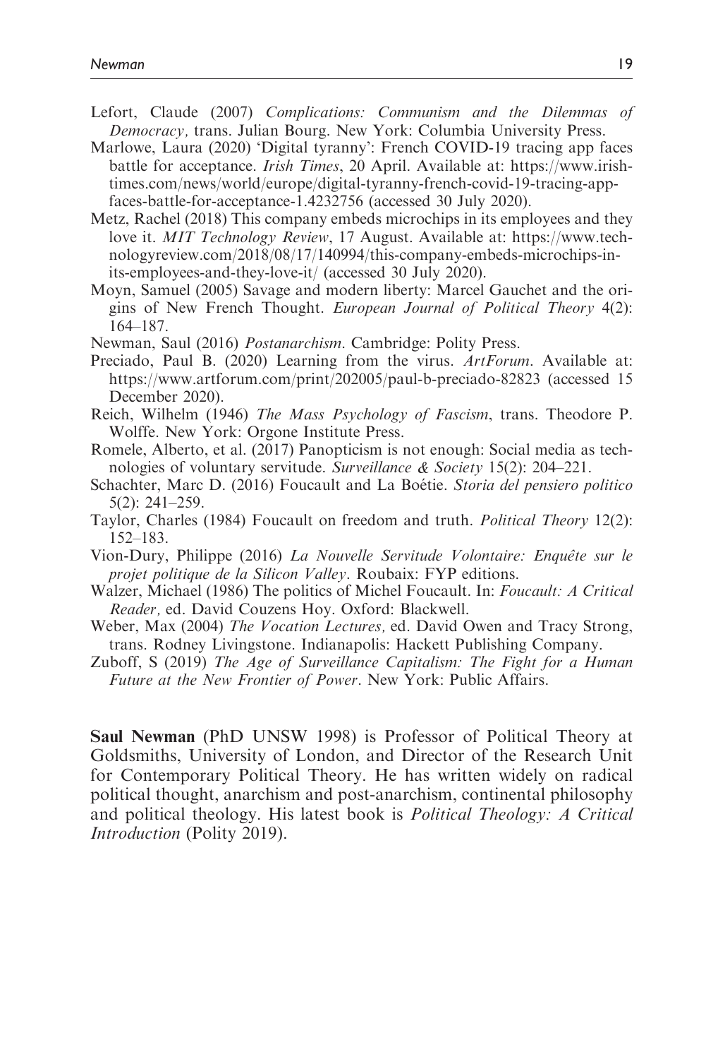Lefort, Claude (2007) *Complications: Communism and the Dilemmas of Democracy,* trans. Julian Bourg. New York: Columbia University Press.

Marlowe, Laura (2020) 'Digital tyranny': French COVID-19 tracing app faces battle for acceptance. *Irish Times*, 20 April. Available at: https://www.irishtimes.com/news/world/europe/digital-tyranny-french-covid-19-tracing-app-faces-battle-for-acceptance-1.4232756 (accessed 30 July 2020).

Metz, Rachel (2018) This company embeds microchips in its employees and they love it. *MIT Technology Review*, 17 August. Available at: https://www.technologyreview.com/2018/08/17/140994/this-company-embeds-microchips-in-its-employees-and-they-love-it/ (accessed 30 July 2020).

Moyn, Samuel (2005) Savage and modern liberty: Marcel Gauchet and the origins of New French Thought. *European Journal of Political Theory* 4(2): 164–187.

Newman, Saul (2016) *Postanarchism*. Cambridge: Polity Press.

Preciado, Paul B. (2020) Learning from the virus. *ArtForum*. Available at: https://www.artforum.com/print/202005/paul-b-preciado-82823 (accessed 15 December 2020).

Reich, Wilhelm (1946) *The Mass Psychology of Fascism*, trans. Theodore P. Wolffe. New York: Orgone Institute Press.

Romele, Alberto, et al. (2017) Panopticism is not enough: Social media as technologies of voluntary servitude. *Surveillance & Society* 15(2): 204–221.

Schachter, Marc D. (2016) Foucault and La Boétie. *Storia del pensiero politico* 5(2): 241–259.

Taylor, Charles (1984) Foucault on freedom and truth. *Political Theory* 12(2): 152–183.

Vion-Dury, Philippe (2016) *La Nouvelle Servitude Volontaire: Enquête sur le projet politique de la Silicon Valley*. Roubaix: FYP editions.

Walzer, Michael (1986) The politics of Michel Foucault. In: *Foucault: A Critical Reader,* ed. David Couzens Hoy. Oxford: Blackwell.

Weber, Max (2004) *The Vocation Lectures,* ed. David Owen and Tracy Strong, trans. Rodney Livingstone. Indianapolis: Hackett Publishing Company.

Zuboff, S (2019) *The Age of Surveillance Capitalism: The Fight for a Human Future at the New Frontier of Power*. New York: Public Affairs.

**Saul Newman** (PhD UNSW 1998) is Professor of Political Theory at Goldsmiths, University of London, and Director of the Research Unit for Contemporary Political Theory. He has written widely on radical political thought, anarchism and post-anarchism, continental philosophy and political theology. His latest book is *Political Theology: A Critical Introduction* (Polity 2019).